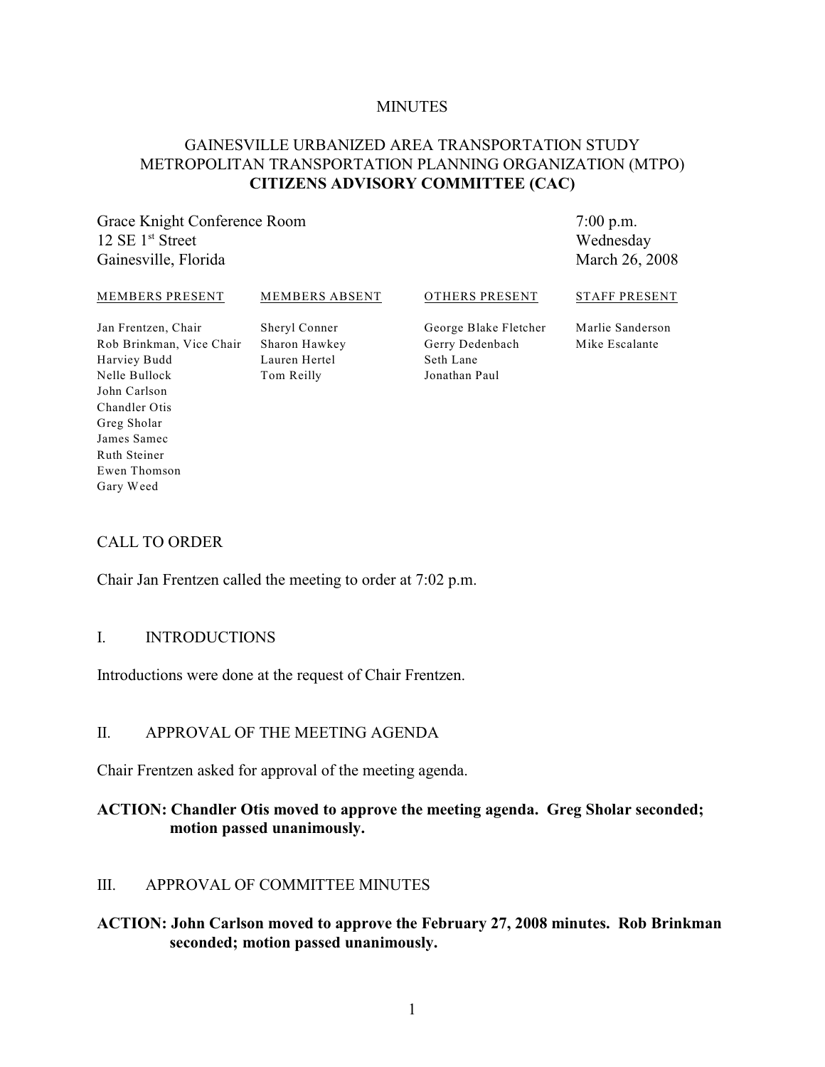MINUTES

# GAINESVILLE URBANIZED AREA TRANSPORTATION STUDY METROPOLITAN TRANSPORTATION PLANNING ORGANIZATION (MTPO) **CITIZENS ADVISORY COMMITTEE (CAC)**

Grace Knight Conference Room
12 SE 1st Street
Gainesville, Florida

7:00 p.m.
Wednesday
March 26, 2008

| MEMBERS PRESENT | MEMBERS ABSENT | OTHERS PRESENT | STAFF PRESENT |
|---|---|---|---|
| Jan Frentzen, Chair | Sheryl Conner | George Blake Fletcher | Marlie Sanderson |
| Rob Brinkman, Vice Chair | Sharon Hawkey | Gerry Dedenbach | Mike Escalante |
| Harviey Budd | Lauren Hertel | Seth Lane | |
| Nelle Bullock | Tom Reilly | Jonathan Paul | |
| John Carlson | | | |
| Chandler Otis | | | |
| Greg Sholar | | | |
| James Samec | | | |
| Ruth Steiner | | | |
| Ewen Thomson | | | |
| Gary Weed | | | |

## CALL TO ORDER

Chair Jan Frentzen called the meeting to order at 7:02 p.m.

## I. INTRODUCTIONS

Introductions were done at the request of Chair Frentzen.

## II. APPROVAL OF THE MEETING AGENDA

Chair Frentzen asked for approval of the meeting agenda.

**ACTION: Chandler Otis moved to approve the meeting agenda. Greg Sholar seconded; motion passed unanimously.**

## III. APPROVAL OF COMMITTEE MINUTES

**ACTION: John Carlson moved to approve the February 27, 2008 minutes. Rob Brinkman seconded; motion passed unanimously.**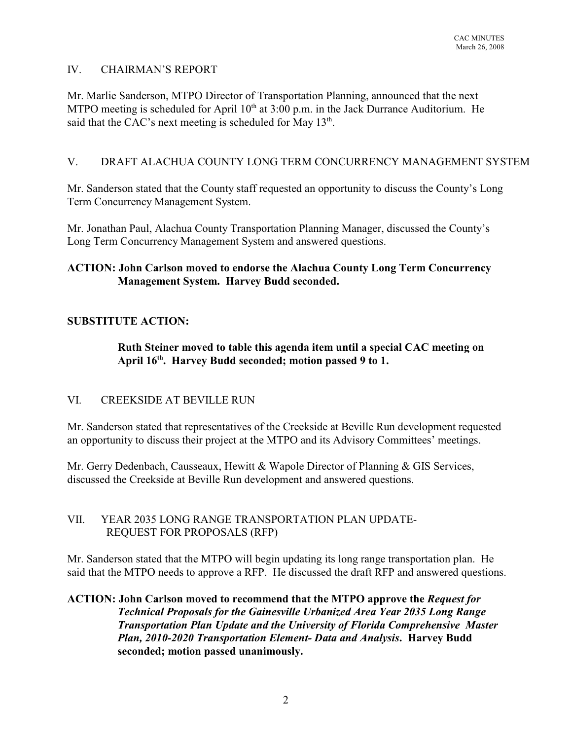## IV. CHAIRMAN'S REPORT

Mr. Marlie Sanderson, MTPO Director of Transportation Planning, announced that the next MTPO meeting is scheduled for April 10th at 3:00 p.m. in the Jack Durrance Auditorium. He said that the CAC's next meeting is scheduled for May 13th.

## V. DRAFT ALACHUA COUNTY LONG TERM CONCURRENCY MANAGEMENT SYSTEM

Mr. Sanderson stated that the County staff requested an opportunity to discuss the County's Long Term Concurrency Management System.

Mr. Jonathan Paul, Alachua County Transportation Planning Manager, discussed the County's Long Term Concurrency Management System and answered questions.

**ACTION: John Carlson moved to endorse the Alachua County Long Term Concurrency Management System. Harvey Budd seconded.**

**SUBSTITUTE ACTION:**

**Ruth Steiner moved to table this agenda item until a special CAC meeting on April 16th. Harvey Budd seconded; motion passed 9 to 1.**

## VI. CREEKSIDE AT BEVILLE RUN

Mr. Sanderson stated that representatives of the Creekside at Beville Run development requested an opportunity to discuss their project at the MTPO and its Advisory Committees' meetings.

Mr. Gerry Dedenbach, Causseaux, Hewitt & Wapole Director of Planning & GIS Services, discussed the Creekside at Beville Run development and answered questions.

## VII. YEAR 2035 LONG RANGE TRANSPORTATION PLAN UPDATE- REQUEST FOR PROPOSALS (RFP)

Mr. Sanderson stated that the MTPO will begin updating its long range transportation plan. He said that the MTPO needs to approve a RFP. He discussed the draft RFP and answered questions.

**ACTION: John Carlson moved to recommend that the MTPO approve the *Request for Technical Proposals for the Gainesville Urbanized Area Year 2035 Long Range Transportation Plan Update and the University of Florida Comprehensive Master Plan, 2010-2020 Transportation Element- Data and Analysis*. Harvey Budd seconded; motion passed unanimously.**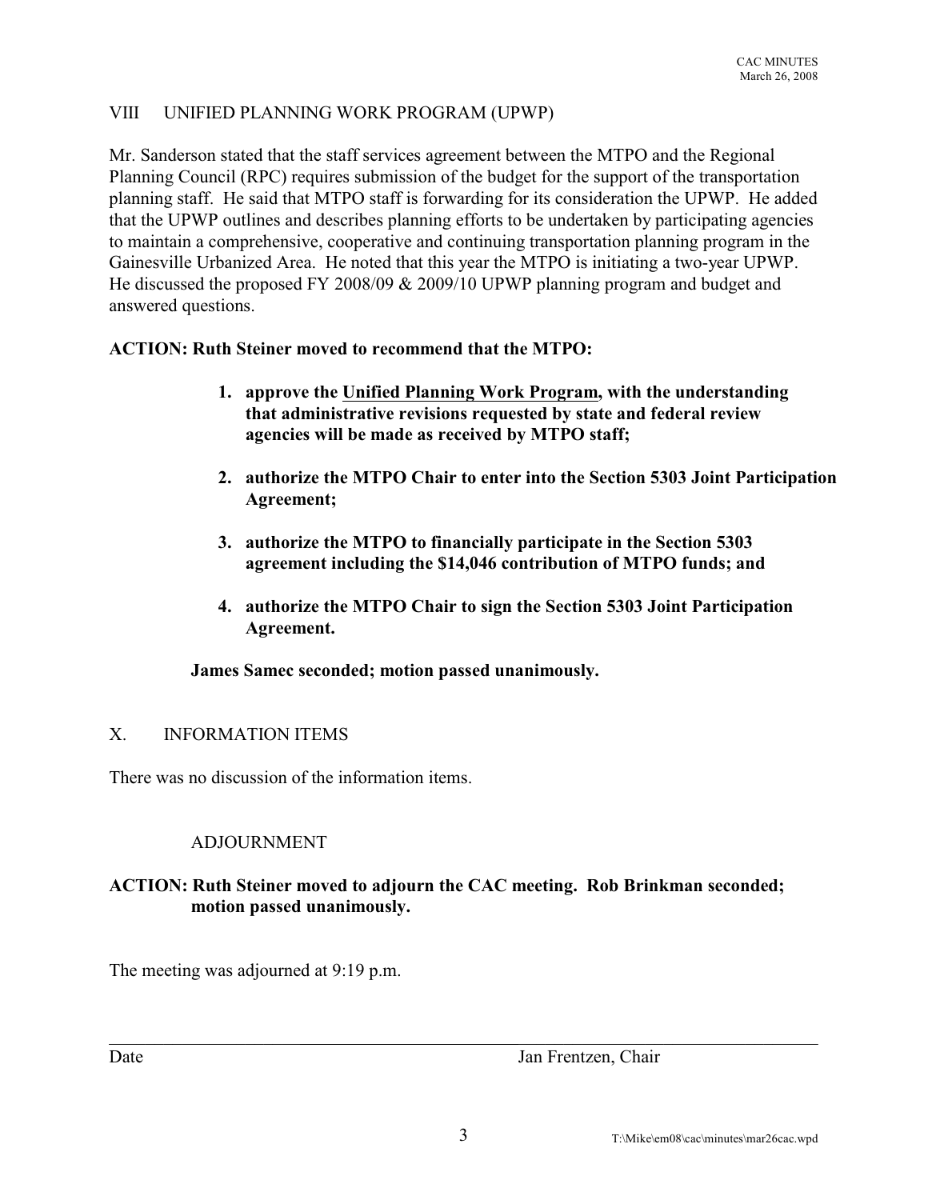## VIII UNIFIED PLANNING WORK PROGRAM (UPWP)

Mr. Sanderson stated that the staff services agreement between the MTPO and the Regional Planning Council (RPC) requires submission of the budget for the support of the transportation planning staff. He said that MTPO staff is forwarding for its consideration the UPWP. He added that the UPWP outlines and describes planning efforts to be undertaken by participating agencies to maintain a comprehensive, cooperative and continuing transportation planning program in the Gainesville Urbanized Area. He noted that this year the MTPO is initiating a two-year UPWP. He discussed the proposed FY 2008/09 & 2009/10 UPWP planning program and budget and answered questions.

**ACTION: Ruth Steiner moved to recommend that the MTPO:**

1. **approve the Unified Planning Work Program, with the understanding that administrative revisions requested by state and federal review agencies will be made as received by MTPO staff;**
2. **authorize the MTPO Chair to enter into the Section 5303 Joint Participation Agreement;**
3. **authorize the MTPO to financially participate in the Section 5303 agreement including the $14,046 contribution of MTPO funds; and**
4. **authorize the MTPO Chair to sign the Section 5303 Joint Participation Agreement.**

**James Samec seconded; motion passed unanimously.**

## X. INFORMATION ITEMS

There was no discussion of the information items.

## ADJOURNMENT

**ACTION: Ruth Steiner moved to adjourn the CAC meeting. Rob Brinkman seconded; motion passed unanimously.**

The meeting was adjourned at 9:19 p.m.

\_\_\_\_\_\_\_\_\_\_\_\_\_\_\_\_\_\_\_\_\_\_\_\_\_\_\_\_\_\_\_\_\_\_\_\_\_\_\_\_\_\_\_\_\_\_\_\_\_\_\_\_\_\_\_\_\_\_\_\_\_\_\_\_\_\_\_\_\_\_

Date Jan Frentzen, Chair

T:\Mike\em08\cac\minutes\mar26cac.wpd